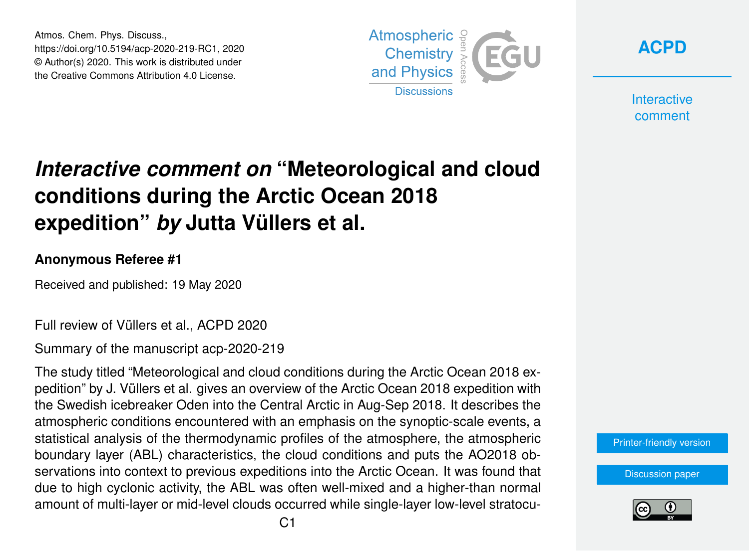Atmos. Chem. Phys. Discuss.,
https://doi.org/10.5194/acp-2020-219-RC1, 2020
© Author(s) 2020. This work is distributed under
the Creative Commons Attribution 4.0 License.

# *Interactive comment on* "Meteorological and cloud conditions during the Arctic Ocean 2018 expedition" *by* Jutta Vüllers et al.

### Anonymous Referee #1

Received and published: 19 May 2020

Full review of Vüllers et al., ACPD 2020

Summary of the manuscript acp-2020-219

The study titled "Meteorological and cloud conditions during the Arctic Ocean 2018 expedition" by J. Vüllers et al. gives an overview of the Arctic Ocean 2018 expedition with the Swedish icebreaker Oden into the Central Arctic in Aug-Sep 2018. It describes the atmospheric conditions encountered with an emphasis on the synoptic-scale events, a statistical analysis of the thermodynamic profiles of the atmosphere, the atmospheric boundary layer (ABL) characteristics, the cloud conditions and puts the AO2018 observations into context to previous expeditions into the Arctic Ocean. It was found that due to high cyclonic activity, the ABL was often well-mixed and a higher-than normal amount of multi-layer or mid-level clouds occurred while single-layer low-level stratocu-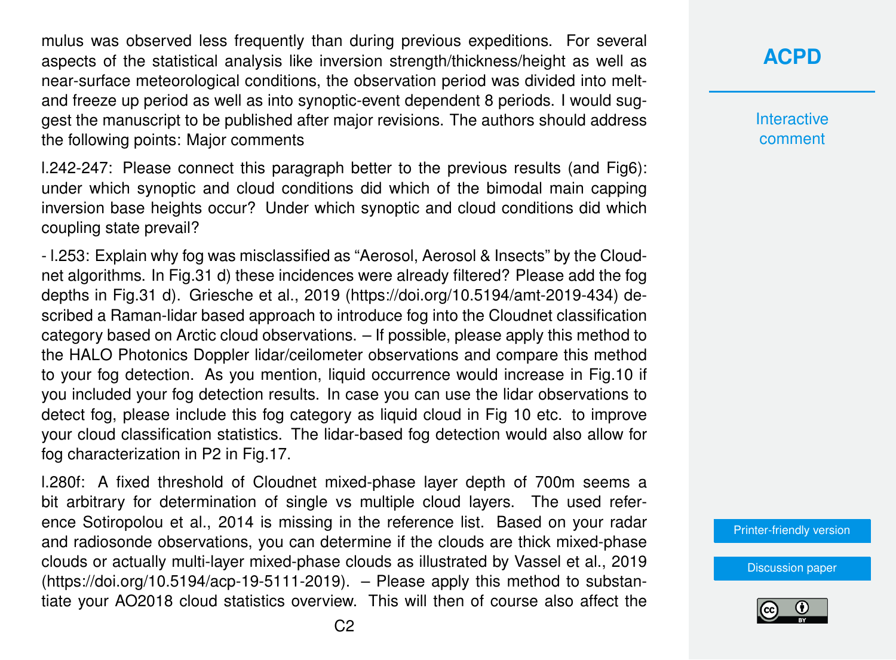mulus was observed less frequently than during previous expeditions. For several aspects of the statistical analysis like inversion strength/thickness/height as well as near-surface meteorological conditions, the observation period was divided into melt- and freeze up period as well as into synoptic-event dependent 8 periods. I would suggest the manuscript to be published after major revisions. The authors should address the following points: Major comments

l.242-247: Please connect this paragraph better to the previous results (and Fig6): under which synoptic and cloud conditions did which of the bimodal main capping inversion base heights occur? Under which synoptic and cloud conditions did which coupling state prevail?

- l.253: Explain why fog was misclassified as "Aerosol, Aerosol & Insects" by the Cloudnet algorithms. In Fig.31 d) these incidences were already filtered? Please add the fog depths in Fig.31 d). Griesche et al., 2019 (https://doi.org/10.5194/amt-2019-434) described a Raman-lidar based approach to introduce fog into the Cloudnet classification category based on Arctic cloud observations. – If possible, please apply this method to the HALO Photonics Doppler lidar/ceilometer observations and compare this method to your fog detection. As you mention, liquid occurrence would increase in Fig.10 if you included your fog detection results. In case you can use the lidar observations to detect fog, please include this fog category as liquid cloud in Fig 10 etc. to improve your cloud classification statistics. The lidar-based fog detection would also allow for fog characterization in P2 in Fig.17.

l.280f: A fixed threshold of Cloudnet mixed-phase layer depth of 700m seems a bit arbitrary for determination of single vs multiple cloud layers. The used reference Sotiropolou et al., 2014 is missing in the reference list. Based on your radar and radiosonde observations, you can determine if the clouds are thick mixed-phase clouds or actually multi-layer mixed-phase clouds as illustrated by Vassel et al., 2019 (https://doi.org/10.5194/acp-19-5111-2019). – Please apply this method to substantiate your AO2018 cloud statistics overview. This will then of course also affect the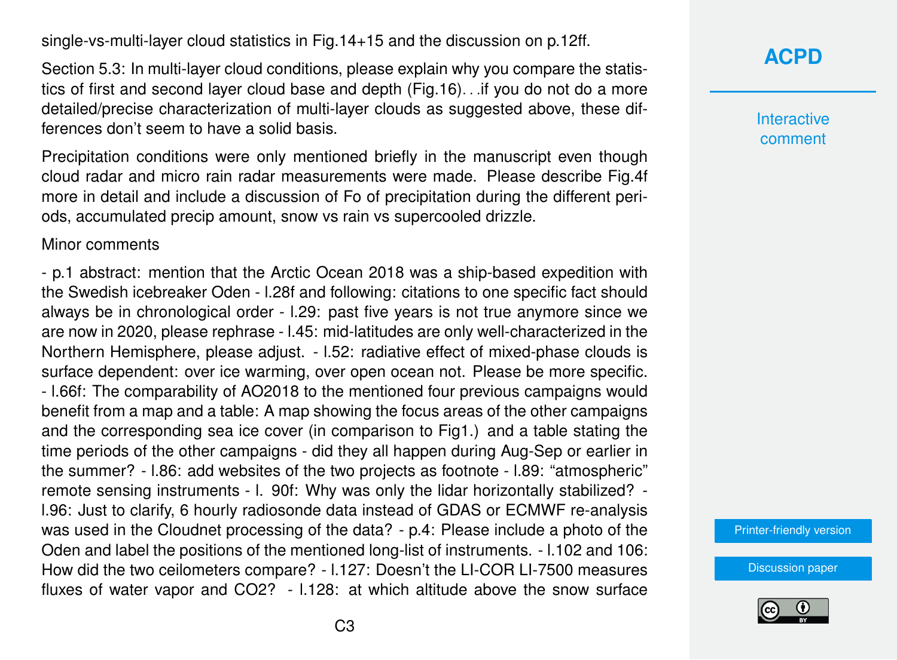single-vs-multi-layer cloud statistics in Fig.14+15 and the discussion on p.12ff.

Section 5.3: In multi-layer cloud conditions, please explain why you compare the statistics of first and second layer cloud base and depth (Fig.16)...if you do not do a more detailed/precise characterization of multi-layer clouds as suggested above, these differences don't seem to have a solid basis.

Precipitation conditions were only mentioned briefly in the manuscript even though cloud radar and micro rain radar measurements were made. Please describe Fig.4f more in detail and include a discussion of Fo of precipitation during the different periods, accumulated precip amount, snow vs rain vs supercooled drizzle.

Minor comments

- p.1 abstract: mention that the Arctic Ocean 2018 was a ship-based expedition with the Swedish icebreaker Oden - l.28f and following: citations to one specific fact should always be in chronological order - l.29: past five years is not true anymore since we are now in 2020, please rephrase - l.45: mid-latitudes are only well-characterized in the Northern Hemisphere, please adjust. - l.52: radiative effect of mixed-phase clouds is surface dependent: over ice warming, over open ocean not. Please be more specific. - l.66f: The comparability of AO2018 to the mentioned four previous campaigns would benefit from a map and a table: A map showing the focus areas of the other campaigns and the corresponding sea ice cover (in comparison to Fig1.) and a table stating the time periods of the other campaigns - did they all happen during Aug-Sep or earlier in the summer? - l.86: add websites of the two projects as footnote - l.89: "atmospheric" remote sensing instruments - l. 90f: Why was only the lidar horizontally stabilized? - l.96: Just to clarify, 6 hourly radiosonde data instead of GDAS or ECMWF re-analysis was used in the Cloudnet processing of the data? - p.4: Please include a photo of the Oden and label the positions of the mentioned long-list of instruments. - l.102 and 106: How did the two ceilometers compare? - l.127: Doesn't the LI-COR LI-7500 measures fluxes of water vapor and CO2? - l.128: at which altitude above the snow surface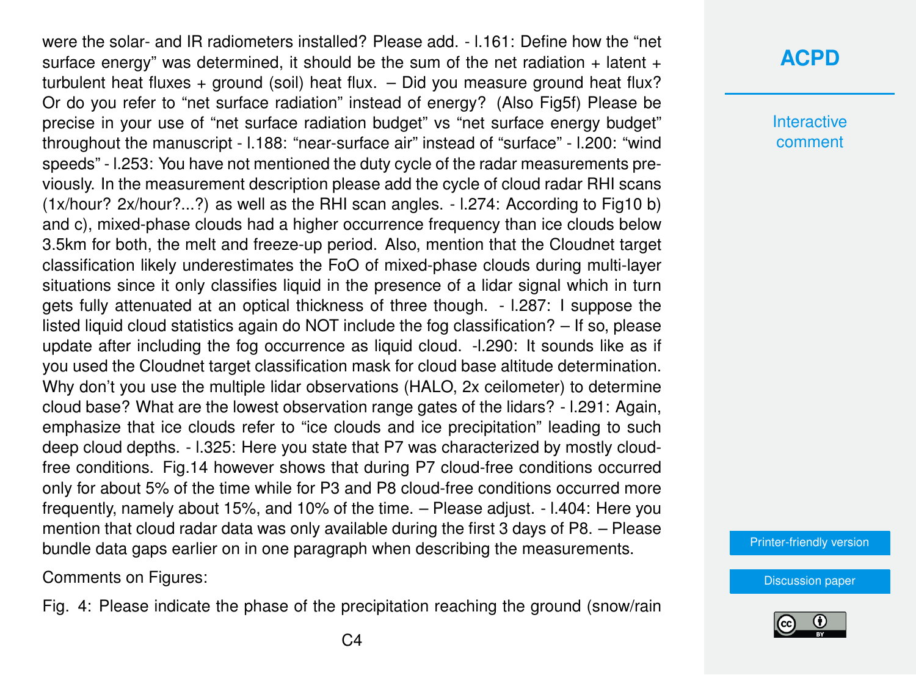were the solar- and IR radiometers installed? Please add. - l.161: Define how the "net surface energy" was determined, it should be the sum of the net radiation + latent + turbulent heat fluxes + ground (soil) heat flux. – Did you measure ground heat flux? Or do you refer to "net surface radiation" instead of energy? (Also Fig5f) Please be precise in your use of "net surface radiation budget" vs "net surface energy budget" throughout the manuscript - l.188: "near-surface air" instead of "surface" - l.200: "wind speeds" - l.253: You have not mentioned the duty cycle of the radar measurements previously. In the measurement description please add the cycle of cloud radar RHI scans (1x/hour? 2x/hour?...?) as well as the RHI scan angles. - l.274: According to Fig10 b) and c), mixed-phase clouds had a higher occurrence frequency than ice clouds below 3.5km for both, the melt and freeze-up period. Also, mention that the Cloudnet target classification likely underestimates the FoO of mixed-phase clouds during multi-layer situations since it only classifies liquid in the presence of a lidar signal which in turn gets fully attenuated at an optical thickness of three though. - l.287: I suppose the listed liquid cloud statistics again do NOT include the fog classification? – If so, please update after including the fog occurrence as liquid cloud. -l.290: It sounds like as if you used the Cloudnet target classification mask for cloud base altitude determination. Why don't you use the multiple lidar observations (HALO, 2x ceilometer) to determine cloud base? What are the lowest observation range gates of the lidars? - l.291: Again, emphasize that ice clouds refer to "ice clouds and ice precipitation" leading to such deep cloud depths. - l.325: Here you state that P7 was characterized by mostly cloud-free conditions. Fig.14 however shows that during P7 cloud-free conditions occurred only for about 5% of the time while for P3 and P8 cloud-free conditions occurred more frequently, namely about 15%, and 10% of the time. – Please adjust. - l.404: Here you mention that cloud radar data was only available during the first 3 days of P8. – Please bundle data gaps earlier on in one paragraph when describing the measurements.

Comments on Figures:

Fig. 4: Please indicate the phase of the precipitation reaching the ground (snow/rain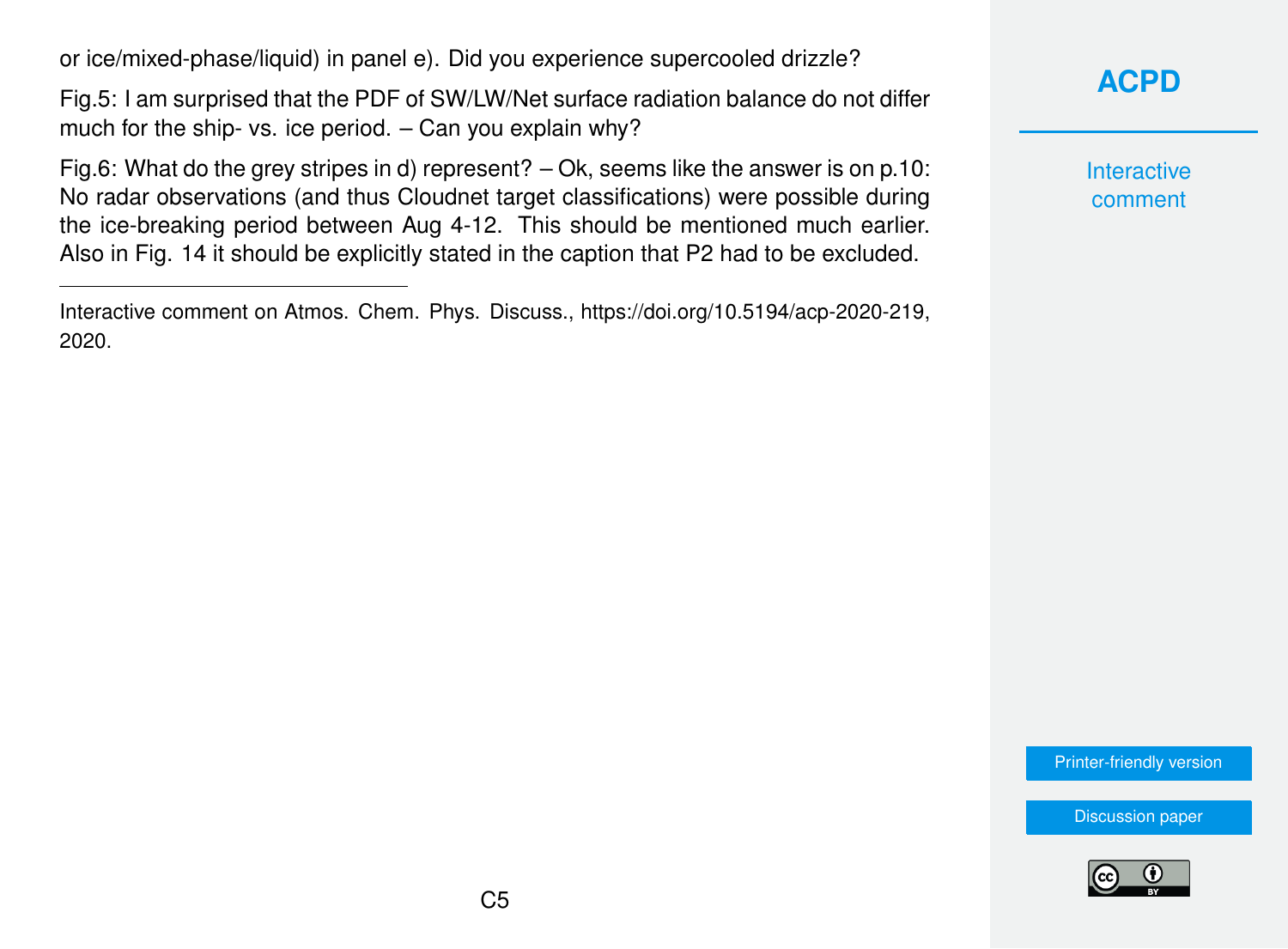or ice/mixed-phase/liquid) in panel e). Did you experience supercooled drizzle?

Fig.5: I am surprised that the PDF of SW/LW/Net surface radiation balance do not differ much for the ship- vs. ice period. – Can you explain why?

Fig.6: What do the grey stripes in d) represent? – Ok, seems like the answer is on p.10: No radar observations (and thus Cloudnet target classifications) were possible during the ice-breaking period between Aug 4-12. This should be mentioned much earlier. Also in Fig. 14 it should be explicitly stated in the caption that P2 had to be excluded.

---

Interactive comment on Atmos. Chem. Phys. Discuss., https://doi.org/10.5194/acp-2020-219, 2020.